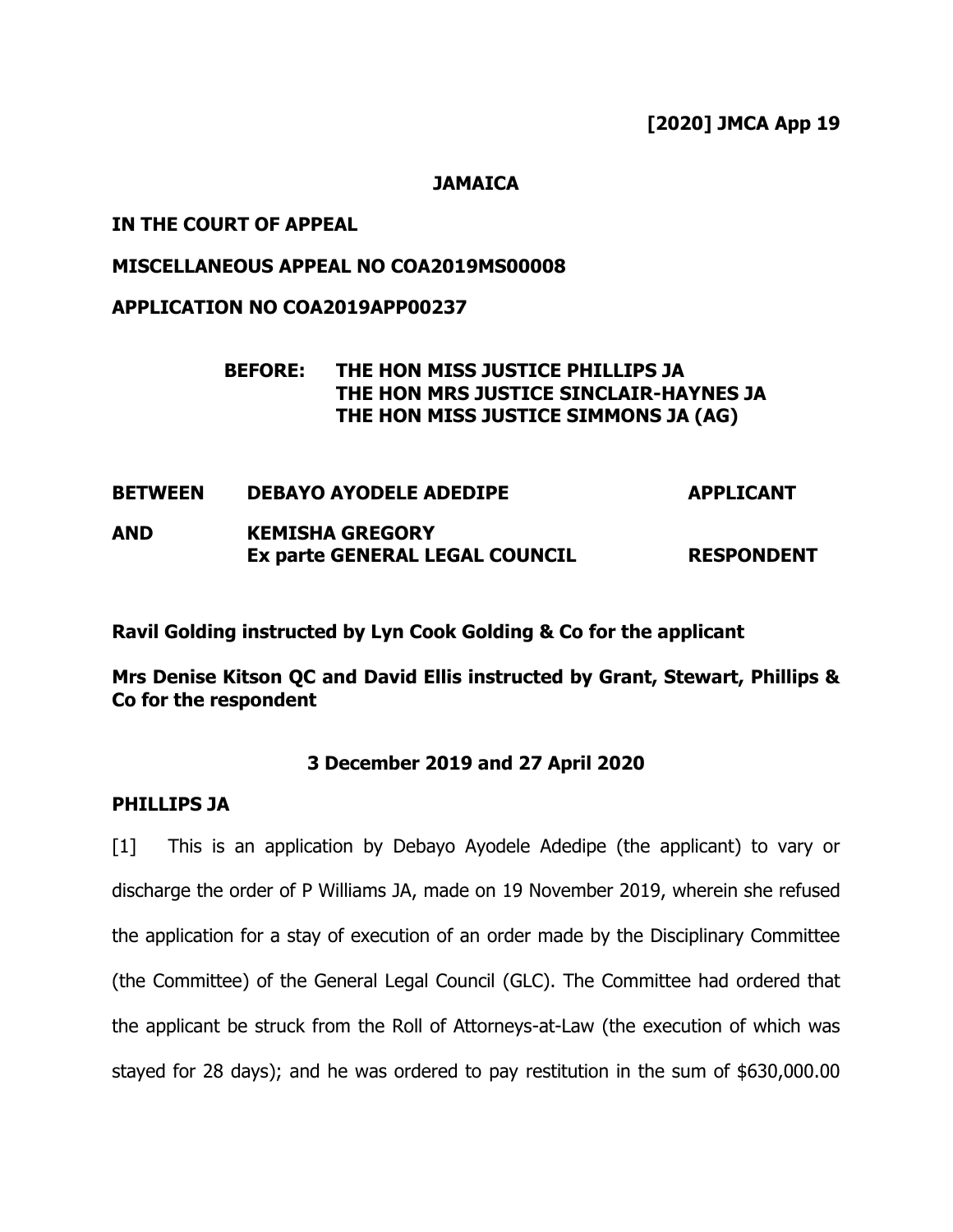**[2020] JMCA App 19**

**JAMAICA**

**IN THE COURT OF APPEAL**

**MISCELLANEOUS APPEAL NO COA2019MS00008**

**APPLICATION NO COA2019APP00237**

**BEFORE: THE HON MISS JUSTICE PHILLIPS JA**
**THE HON MRS JUSTICE SINCLAIR-HAYNES JA**
**THE HON MISS JUSTICE SIMMONS JA (AG)**

| | | |
|---|---|---|
| **BETWEEN** | **DEBAYO AYODELE ADEDIPE** | **APPLICANT** |
| **AND** | **KEMISHA GREGORY**<br>**Ex parte GENERAL LEGAL COUNCIL** | **RESPONDENT** |

**Ravil Golding instructed by Lyn Cook Golding & Co for the applicant**

**Mrs Denise Kitson QC and David Ellis instructed by Grant, Stewart, Phillips & Co for the respondent**

**3 December 2019 and 27 April 2020**

**PHILLIPS JA**

[1] This is an application by Debayo Ayodele Adedipe (the applicant) to vary or discharge the order of P Williams JA, made on 19 November 2019, wherein she refused the application for a stay of execution of an order made by the Disciplinary Committee (the Committee) of the General Legal Council (GLC). The Committee had ordered that the applicant be struck from the Roll of Attorneys-at-Law (the execution of which was stayed for 28 days); and he was ordered to pay restitution in the sum of $630,000.00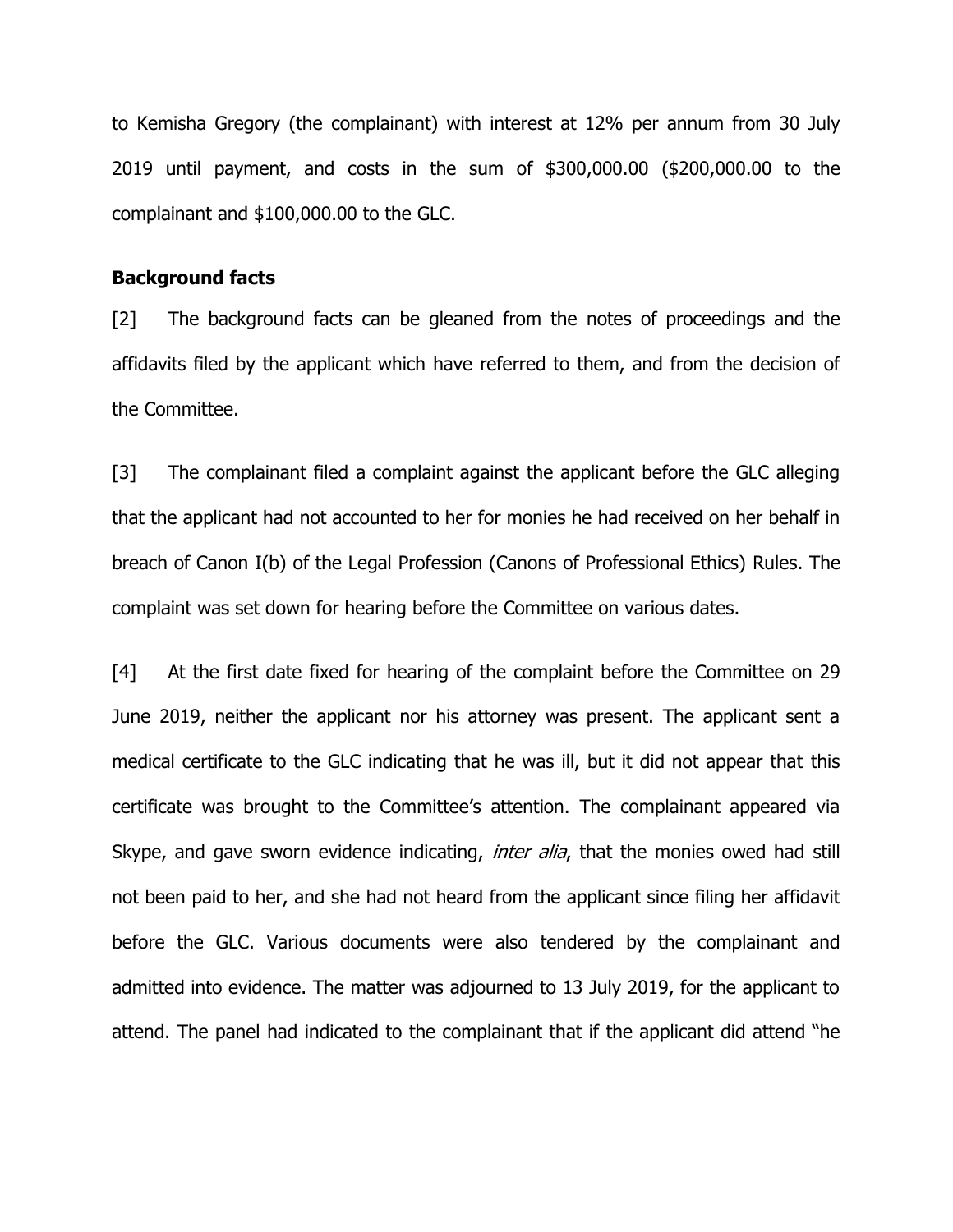to Kemisha Gregory (the complainant) with interest at 12% per annum from 30 July 2019 until payment, and costs in the sum of $300,000.00 ($200,000.00 to the complainant and $100,000.00 to the GLC.

**Background facts**

[2] The background facts can be gleaned from the notes of proceedings and the affidavits filed by the applicant which have referred to them, and from the decision of the Committee.

[3] The complainant filed a complaint against the applicant before the GLC alleging that the applicant had not accounted to her for monies he had received on her behalf in breach of Canon I(b) of the Legal Profession (Canons of Professional Ethics) Rules. The complaint was set down for hearing before the Committee on various dates.

[4] At the first date fixed for hearing of the complaint before the Committee on 29 June 2019, neither the applicant nor his attorney was present. The applicant sent a medical certificate to the GLC indicating that he was ill, but it did not appear that this certificate was brought to the Committee's attention. The complainant appeared via Skype, and gave sworn evidence indicating, *inter alia*, that the monies owed had still not been paid to her, and she had not heard from the applicant since filing her affidavit before the GLC. Various documents were also tendered by the complainant and admitted into evidence. The matter was adjourned to 13 July 2019, for the applicant to attend. The panel had indicated to the complainant that if the applicant did attend "he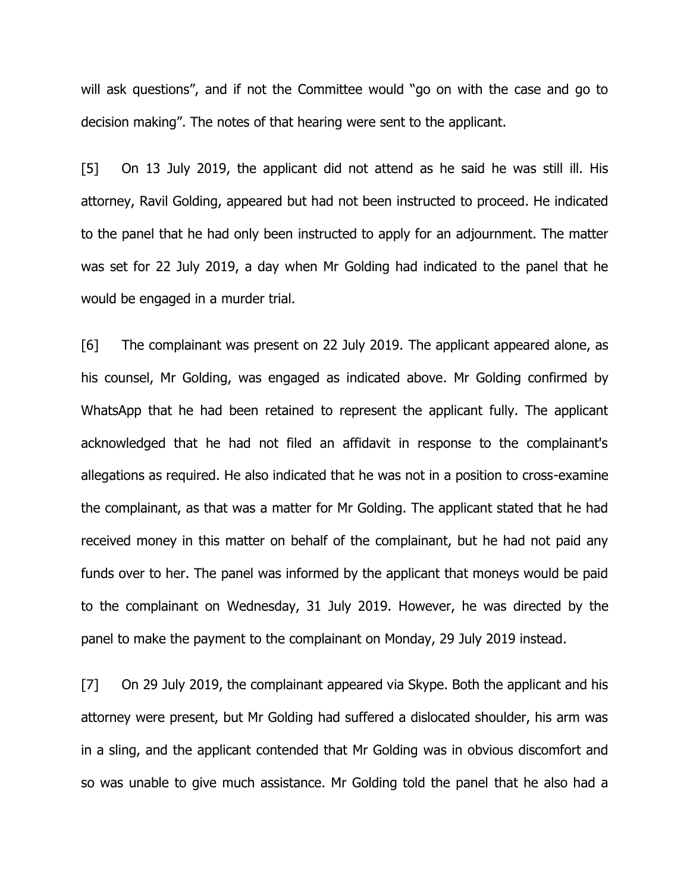will ask questions", and if not the Committee would "go on with the case and go to decision making". The notes of that hearing were sent to the applicant.

[5] On 13 July 2019, the applicant did not attend as he said he was still ill. His attorney, Ravil Golding, appeared but had not been instructed to proceed. He indicated to the panel that he had only been instructed to apply for an adjournment. The matter was set for 22 July 2019, a day when Mr Golding had indicated to the panel that he would be engaged in a murder trial.

[6] The complainant was present on 22 July 2019. The applicant appeared alone, as his counsel, Mr Golding, was engaged as indicated above. Mr Golding confirmed by WhatsApp that he had been retained to represent the applicant fully. The applicant acknowledged that he had not filed an affidavit in response to the complainant's allegations as required. He also indicated that he was not in a position to cross-examine the complainant, as that was a matter for Mr Golding. The applicant stated that he had received money in this matter on behalf of the complainant, but he had not paid any funds over to her. The panel was informed by the applicant that moneys would be paid to the complainant on Wednesday, 31 July 2019. However, he was directed by the panel to make the payment to the complainant on Monday, 29 July 2019 instead.

[7] On 29 July 2019, the complainant appeared via Skype. Both the applicant and his attorney were present, but Mr Golding had suffered a dislocated shoulder, his arm was in a sling, and the applicant contended that Mr Golding was in obvious discomfort and so was unable to give much assistance. Mr Golding told the panel that he also had a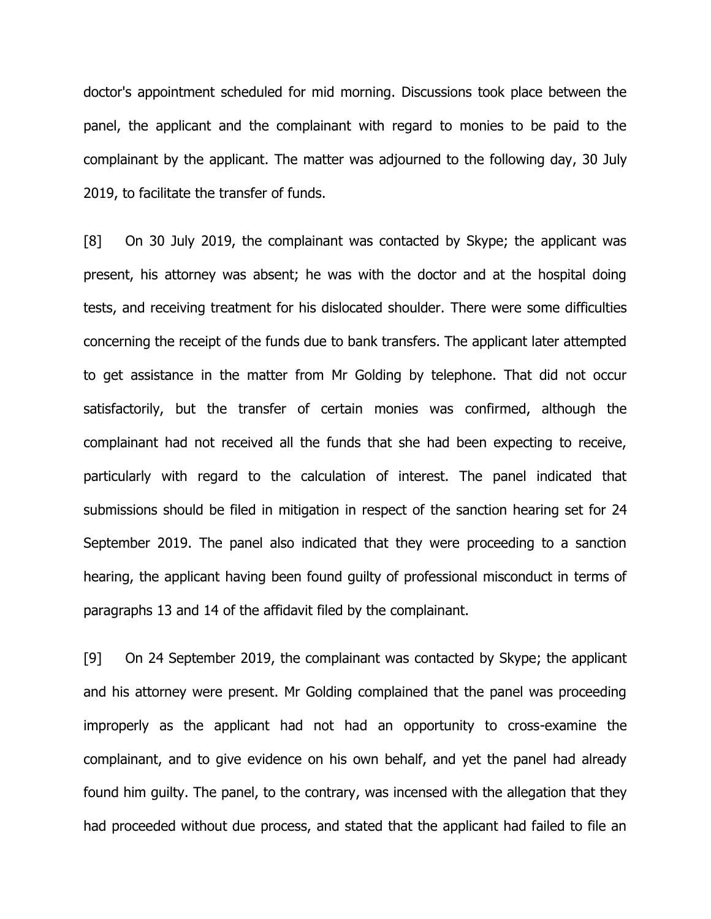doctor's appointment scheduled for mid morning. Discussions took place between the panel, the applicant and the complainant with regard to monies to be paid to the complainant by the applicant. The matter was adjourned to the following day, 30 July 2019, to facilitate the transfer of funds.

[8] On 30 July 2019, the complainant was contacted by Skype; the applicant was present, his attorney was absent; he was with the doctor and at the hospital doing tests, and receiving treatment for his dislocated shoulder. There were some difficulties concerning the receipt of the funds due to bank transfers. The applicant later attempted to get assistance in the matter from Mr Golding by telephone. That did not occur satisfactorily, but the transfer of certain monies was confirmed, although the complainant had not received all the funds that she had been expecting to receive, particularly with regard to the calculation of interest. The panel indicated that submissions should be filed in mitigation in respect of the sanction hearing set for 24 September 2019. The panel also indicated that they were proceeding to a sanction hearing, the applicant having been found guilty of professional misconduct in terms of paragraphs 13 and 14 of the affidavit filed by the complainant.

[9] On 24 September 2019, the complainant was contacted by Skype; the applicant and his attorney were present. Mr Golding complained that the panel was proceeding improperly as the applicant had not had an opportunity to cross-examine the complainant, and to give evidence on his own behalf, and yet the panel had already found him guilty. The panel, to the contrary, was incensed with the allegation that they had proceeded without due process, and stated that the applicant had failed to file an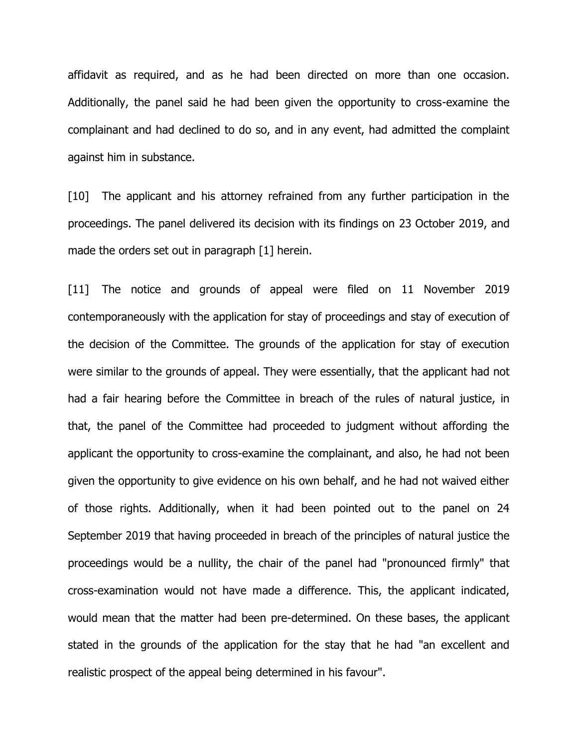affidavit as required, and as he had been directed on more than one occasion. Additionally, the panel said he had been given the opportunity to cross-examine the complainant and had declined to do so, and in any event, had admitted the complaint against him in substance.

[10] The applicant and his attorney refrained from any further participation in the proceedings. The panel delivered its decision with its findings on 23 October 2019, and made the orders set out in paragraph [1] herein.

[11] The notice and grounds of appeal were filed on 11 November 2019 contemporaneously with the application for stay of proceedings and stay of execution of the decision of the Committee. The grounds of the application for stay of execution were similar to the grounds of appeal. They were essentially, that the applicant had not had a fair hearing before the Committee in breach of the rules of natural justice, in that, the panel of the Committee had proceeded to judgment without affording the applicant the opportunity to cross-examine the complainant, and also, he had not been given the opportunity to give evidence on his own behalf, and he had not waived either of those rights. Additionally, when it had been pointed out to the panel on 24 September 2019 that having proceeded in breach of the principles of natural justice the proceedings would be a nullity, the chair of the panel had "pronounced firmly" that cross-examination would not have made a difference. This, the applicant indicated, would mean that the matter had been pre-determined. On these bases, the applicant stated in the grounds of the application for the stay that he had "an excellent and realistic prospect of the appeal being determined in his favour".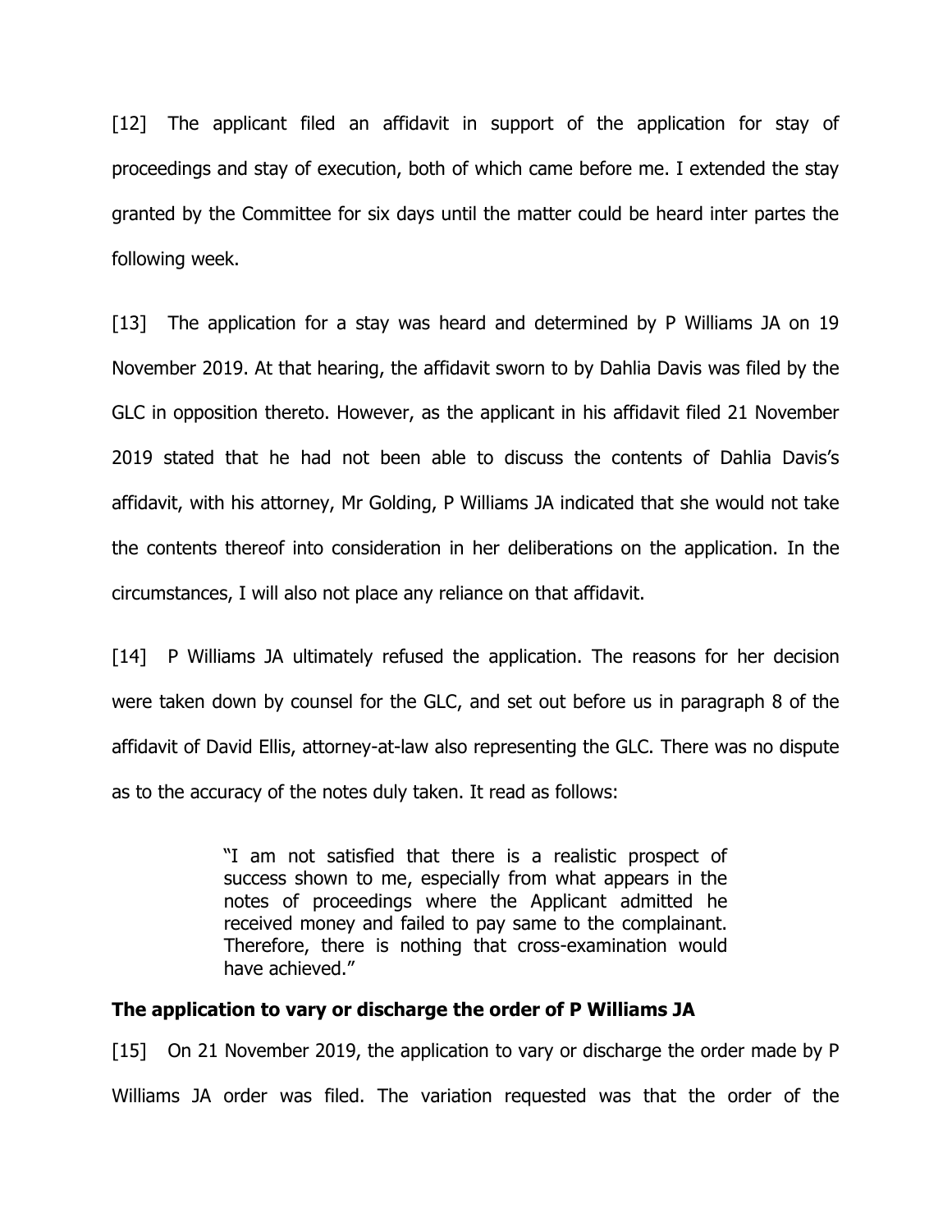[12] The applicant filed an affidavit in support of the application for stay of proceedings and stay of execution, both of which came before me. I extended the stay granted by the Committee for six days until the matter could be heard inter partes the following week.

[13] The application for a stay was heard and determined by P Williams JA on 19 November 2019. At that hearing, the affidavit sworn to by Dahlia Davis was filed by the GLC in opposition thereto. However, as the applicant in his affidavit filed 21 November 2019 stated that he had not been able to discuss the contents of Dahlia Davis's affidavit, with his attorney, Mr Golding, P Williams JA indicated that she would not take the contents thereof into consideration in her deliberations on the application. In the circumstances, I will also not place any reliance on that affidavit.

[14] P Williams JA ultimately refused the application. The reasons for her decision were taken down by counsel for the GLC, and set out before us in paragraph 8 of the affidavit of David Ellis, attorney-at-law also representing the GLC. There was no dispute as to the accuracy of the notes duly taken. It read as follows:

> "I am not satisfied that there is a realistic prospect of success shown to me, especially from what appears in the notes of proceedings where the Applicant admitted he received money and failed to pay same to the complainant. Therefore, there is nothing that cross-examination would have achieved."

**The application to vary or discharge the order of P Williams JA**

[15] On 21 November 2019, the application to vary or discharge the order made by P Williams JA order was filed. The variation requested was that the order of the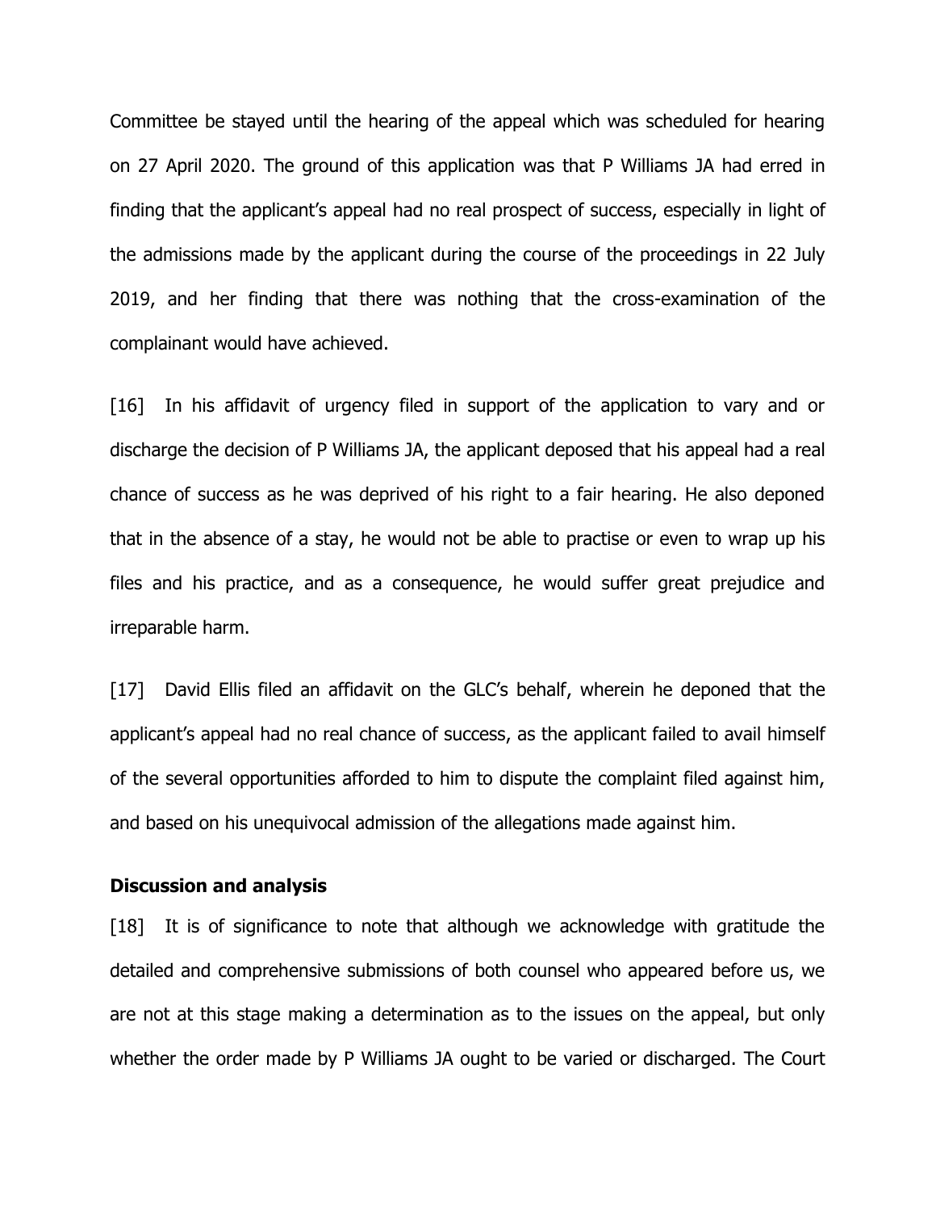Committee be stayed until the hearing of the appeal which was scheduled for hearing on 27 April 2020. The ground of this application was that P Williams JA had erred in finding that the applicant's appeal had no real prospect of success, especially in light of the admissions made by the applicant during the course of the proceedings in 22 July 2019, and her finding that there was nothing that the cross-examination of the complainant would have achieved.

[16] In his affidavit of urgency filed in support of the application to vary and or discharge the decision of P Williams JA, the applicant deposed that his appeal had a real chance of success as he was deprived of his right to a fair hearing. He also deponed that in the absence of a stay, he would not be able to practise or even to wrap up his files and his practice, and as a consequence, he would suffer great prejudice and irreparable harm.

[17] David Ellis filed an affidavit on the GLC's behalf, wherein he deponed that the applicant's appeal had no real chance of success, as the applicant failed to avail himself of the several opportunities afforded to him to dispute the complaint filed against him, and based on his unequivocal admission of the allegations made against him.

**Discussion and analysis**

[18] It is of significance to note that although we acknowledge with gratitude the detailed and comprehensive submissions of both counsel who appeared before us, we are not at this stage making a determination as to the issues on the appeal, but only whether the order made by P Williams JA ought to be varied or discharged. The Court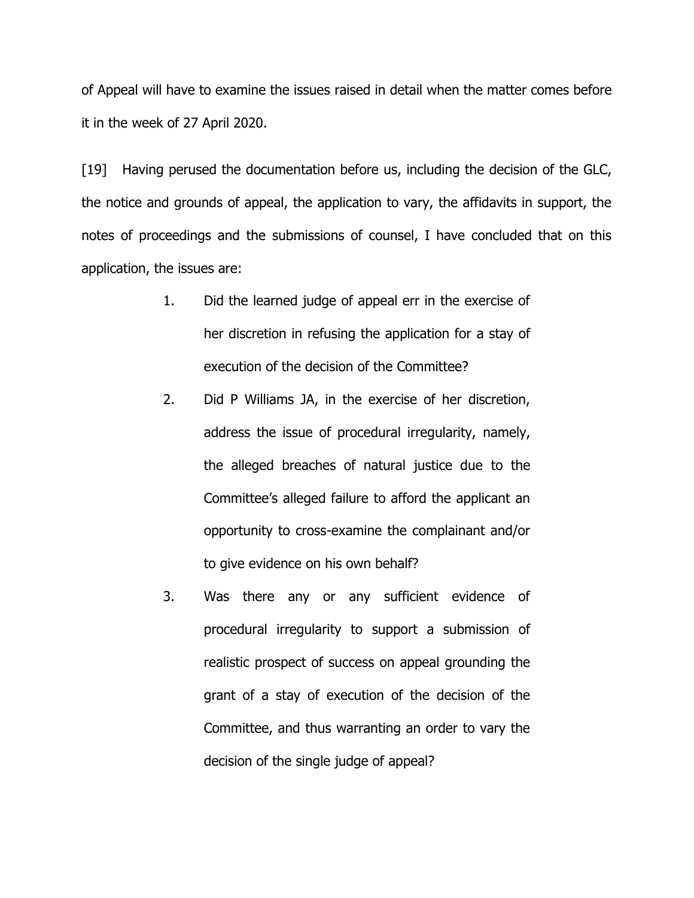of Appeal will have to examine the issues raised in detail when the matter comes before it in the week of 27 April 2020.

[19] Having perused the documentation before us, including the decision of the GLC, the notice and grounds of appeal, the application to vary, the affidavits in support, the notes of proceedings and the submissions of counsel, I have concluded that on this application, the issues are:

1. Did the learned judge of appeal err in the exercise of her discretion in refusing the application for a stay of execution of the decision of the Committee?
2. Did P Williams JA, in the exercise of her discretion, address the issue of procedural irregularity, namely, the alleged breaches of natural justice due to the Committee's alleged failure to afford the applicant an opportunity to cross-examine the complainant and/or to give evidence on his own behalf?
3. Was there any or any sufficient evidence of procedural irregularity to support a submission of realistic prospect of success on appeal grounding the grant of a stay of execution of the decision of the Committee, and thus warranting an order to vary the decision of the single judge of appeal?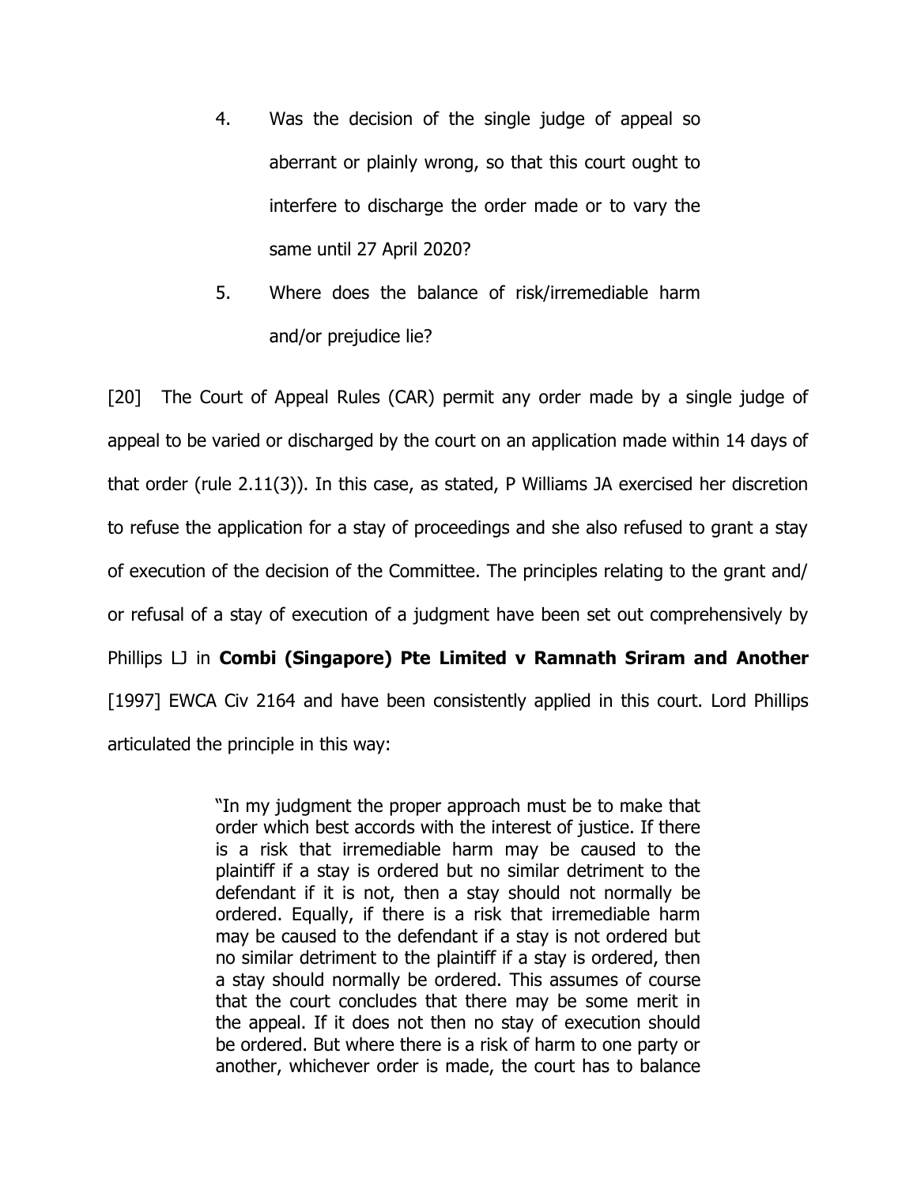4. Was the decision of the single judge of appeal so aberrant or plainly wrong, so that this court ought to interfere to discharge the order made or to vary the same until 27 April 2020?

5. Where does the balance of risk/irremediable harm and/or prejudice lie?

[20] The Court of Appeal Rules (CAR) permit any order made by a single judge of appeal to be varied or discharged by the court on an application made within 14 days of that order (rule 2.11(3)). In this case, as stated, P Williams JA exercised her discretion to refuse the application for a stay of proceedings and she also refused to grant a stay of execution of the decision of the Committee. The principles relating to the grant and/ or refusal of a stay of execution of a judgment have been set out comprehensively by Phillips LJ in **Combi (Singapore) Pte Limited v Ramnath Sriram and Another** [1997] EWCA Civ 2164 and have been consistently applied in this court. Lord Phillips articulated the principle in this way:

> "In my judgment the proper approach must be to make that order which best accords with the interest of justice. If there is a risk that irremediable harm may be caused to the plaintiff if a stay is ordered but no similar detriment to the defendant if it is not, then a stay should not normally be ordered. Equally, if there is a risk that irremediable harm may be caused to the defendant if a stay is not ordered but no similar detriment to the plaintiff if a stay is ordered, then a stay should normally be ordered. This assumes of course that the court concludes that there may be some merit in the appeal. If it does not then no stay of execution should be ordered. But where there is a risk of harm to one party or another, whichever order is made, the court has to balance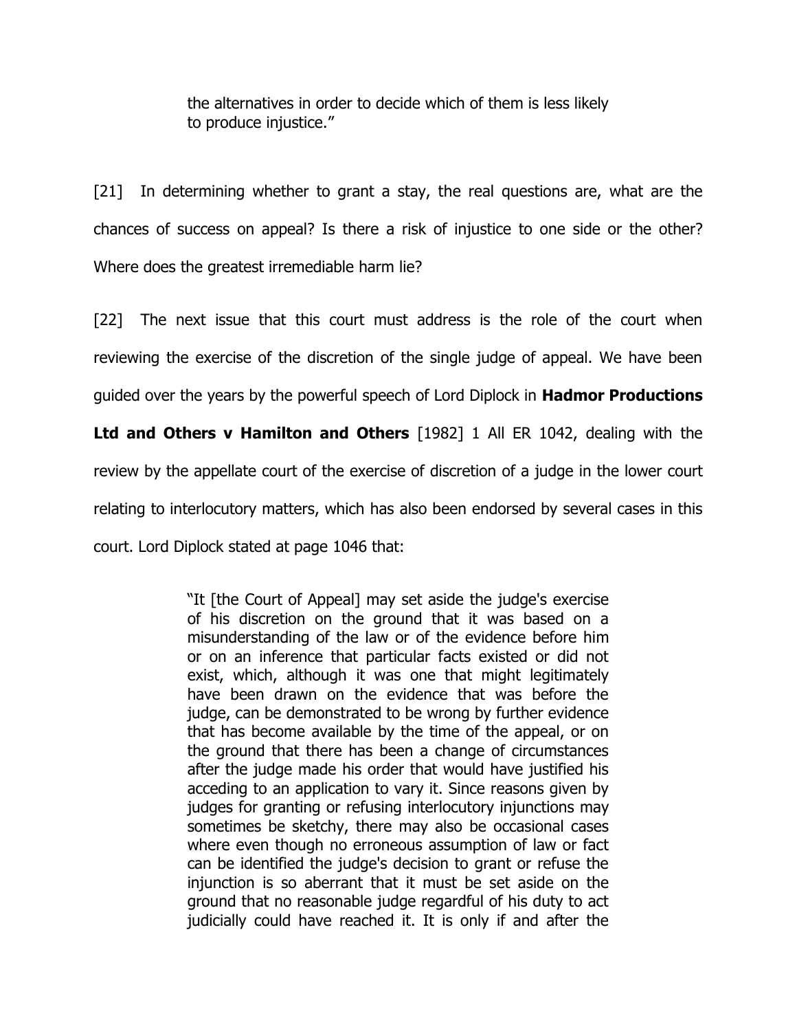> the alternatives in order to decide which of them is less likely to produce injustice."

[21] In determining whether to grant a stay, the real questions are, what are the chances of success on appeal? Is there a risk of injustice to one side or the other? Where does the greatest irremediable harm lie?

[22] The next issue that this court must address is the role of the court when reviewing the exercise of the discretion of the single judge of appeal. We have been guided over the years by the powerful speech of Lord Diplock in **Hadmor Productions Ltd and Others v Hamilton and Others** [1982] 1 All ER 1042, dealing with the review by the appellate court of the exercise of discretion of a judge in the lower court relating to interlocutory matters, which has also been endorsed by several cases in this court. Lord Diplock stated at page 1046 that:

> "It [the Court of Appeal] may set aside the judge's exercise of his discretion on the ground that it was based on a misunderstanding of the law or of the evidence before him or on an inference that particular facts existed or did not exist, which, although it was one that might legitimately have been drawn on the evidence that was before the judge, can be demonstrated to be wrong by further evidence that has become available by the time of the appeal, or on the ground that there has been a change of circumstances after the judge made his order that would have justified his acceding to an application to vary it. Since reasons given by judges for granting or refusing interlocutory injunctions may sometimes be sketchy, there may also be occasional cases where even though no erroneous assumption of law or fact can be identified the judge's decision to grant or refuse the injunction is so aberrant that it must be set aside on the ground that no reasonable judge regardful of his duty to act judicially could have reached it. It is only if and after the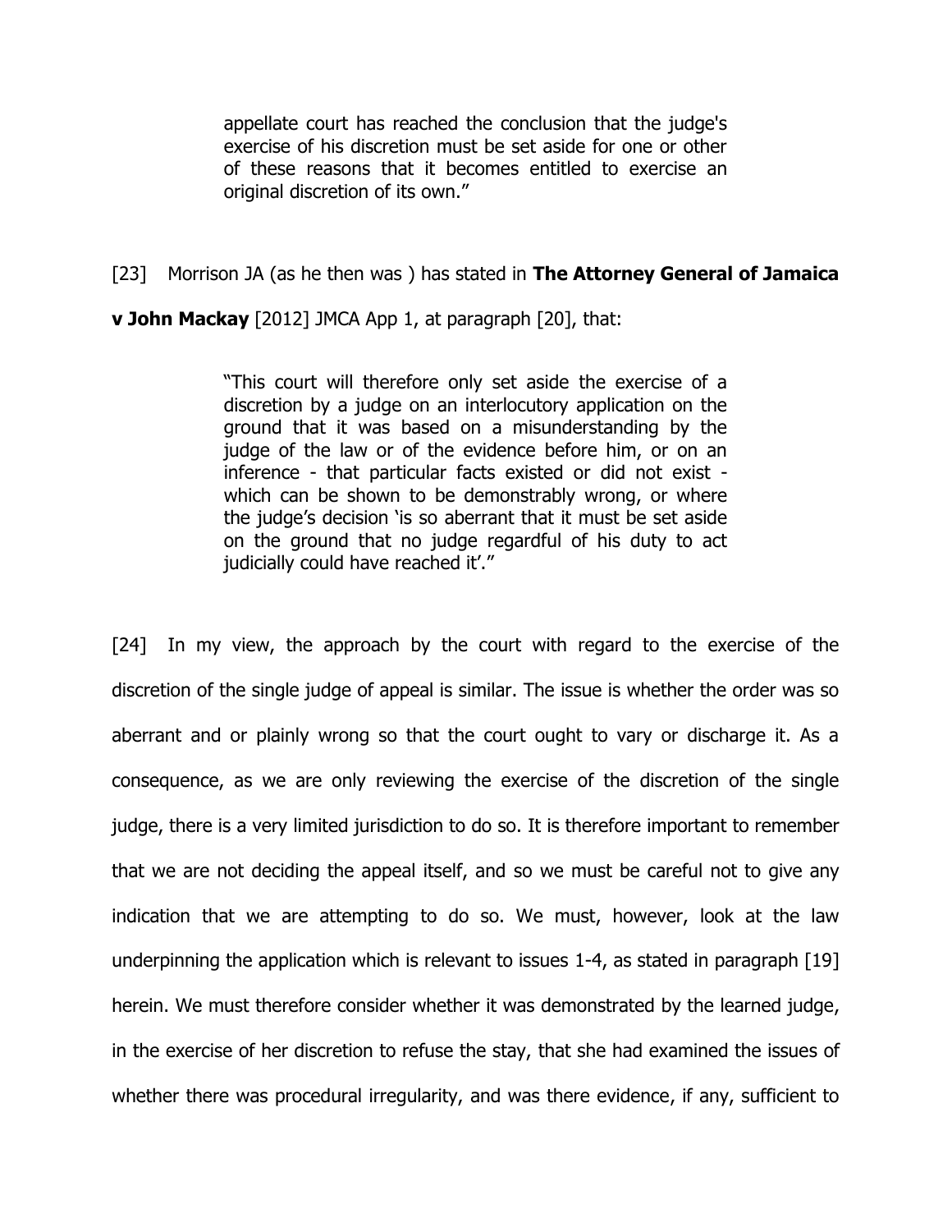> appellate court has reached the conclusion that the judge's exercise of his discretion must be set aside for one or other of these reasons that it becomes entitled to exercise an original discretion of its own."

[23] Morrison JA (as he then was ) has stated in **The Attorney General of Jamaica v John Mackay** [2012] JMCA App 1, at paragraph [20], that:

> "This court will therefore only set aside the exercise of a discretion by a judge on an interlocutory application on the ground that it was based on a misunderstanding by the judge of the law or of the evidence before him, or on an inference - that particular facts existed or did not exist - which can be shown to be demonstrably wrong, or where the judge's decision 'is so aberrant that it must be set aside on the ground that no judge regardful of his duty to act judicially could have reached it'."

[24] In my view, the approach by the court with regard to the exercise of the discretion of the single judge of appeal is similar. The issue is whether the order was so aberrant and or plainly wrong so that the court ought to vary or discharge it. As a consequence, as we are only reviewing the exercise of the discretion of the single judge, there is a very limited jurisdiction to do so. It is therefore important to remember that we are not deciding the appeal itself, and so we must be careful not to give any indication that we are attempting to do so. We must, however, look at the law underpinning the application which is relevant to issues 1-4, as stated in paragraph [19] herein. We must therefore consider whether it was demonstrated by the learned judge, in the exercise of her discretion to refuse the stay, that she had examined the issues of whether there was procedural irregularity, and was there evidence, if any, sufficient to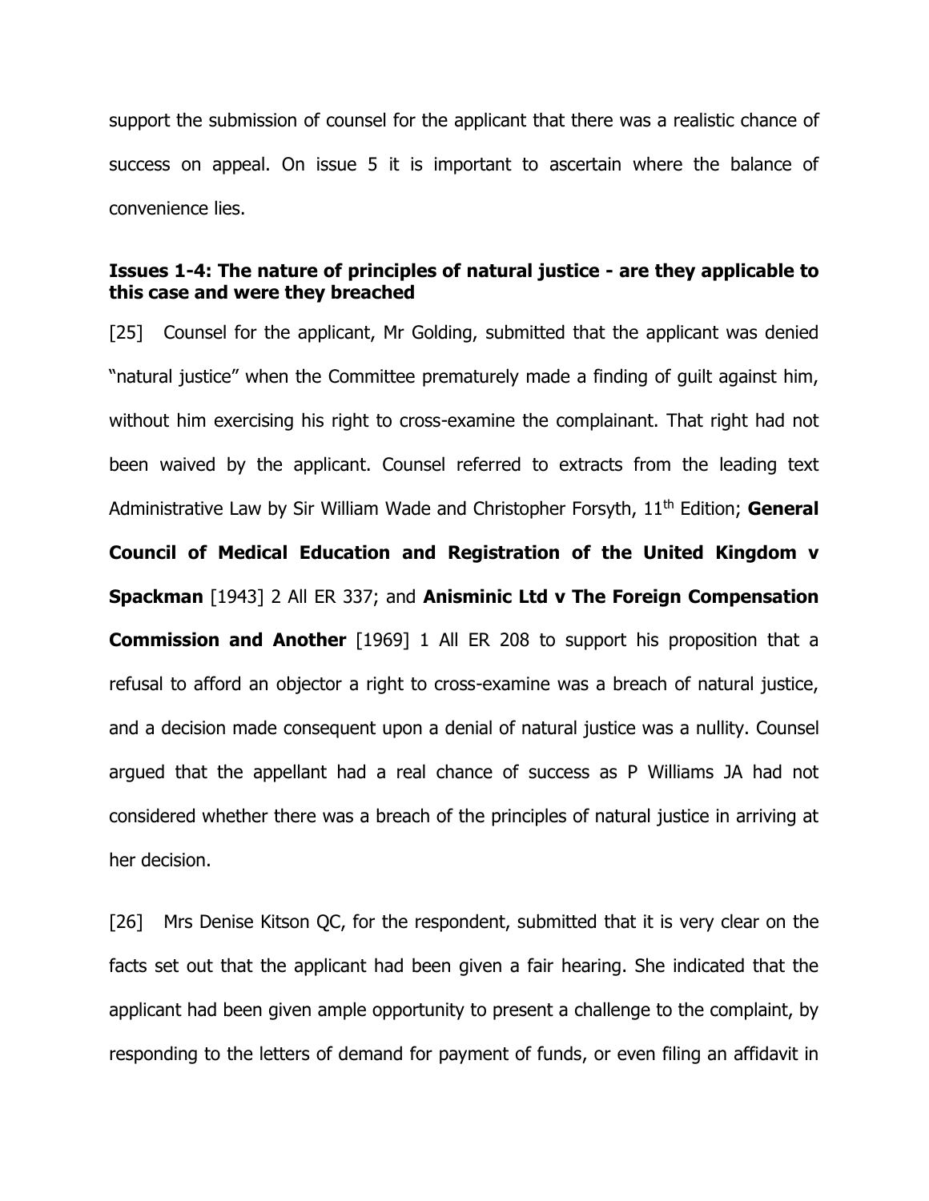support the submission of counsel for the applicant that there was a realistic chance of success on appeal. On issue 5 it is important to ascertain where the balance of convenience lies.

**Issues 1-4: The nature of principles of natural justice - are they applicable to this case and were they breached**

[25] Counsel for the applicant, Mr Golding, submitted that the applicant was denied "natural justice" when the Committee prematurely made a finding of guilt against him, without him exercising his right to cross-examine the complainant. That right had not been waived by the applicant. Counsel referred to extracts from the leading text Administrative Law by Sir William Wade and Christopher Forsyth, 11th Edition; **General Council of Medical Education and Registration of the United Kingdom v Spackman** [1943] 2 All ER 337; and **Anisminic Ltd v The Foreign Compensation Commission and Another** [1969] 1 All ER 208 to support his proposition that a refusal to afford an objector a right to cross-examine was a breach of natural justice, and a decision made consequent upon a denial of natural justice was a nullity. Counsel argued that the appellant had a real chance of success as P Williams JA had not considered whether there was a breach of the principles of natural justice in arriving at her decision.

[26] Mrs Denise Kitson QC, for the respondent, submitted that it is very clear on the facts set out that the applicant had been given a fair hearing. She indicated that the applicant had been given ample opportunity to present a challenge to the complaint, by responding to the letters of demand for payment of funds, or even filing an affidavit in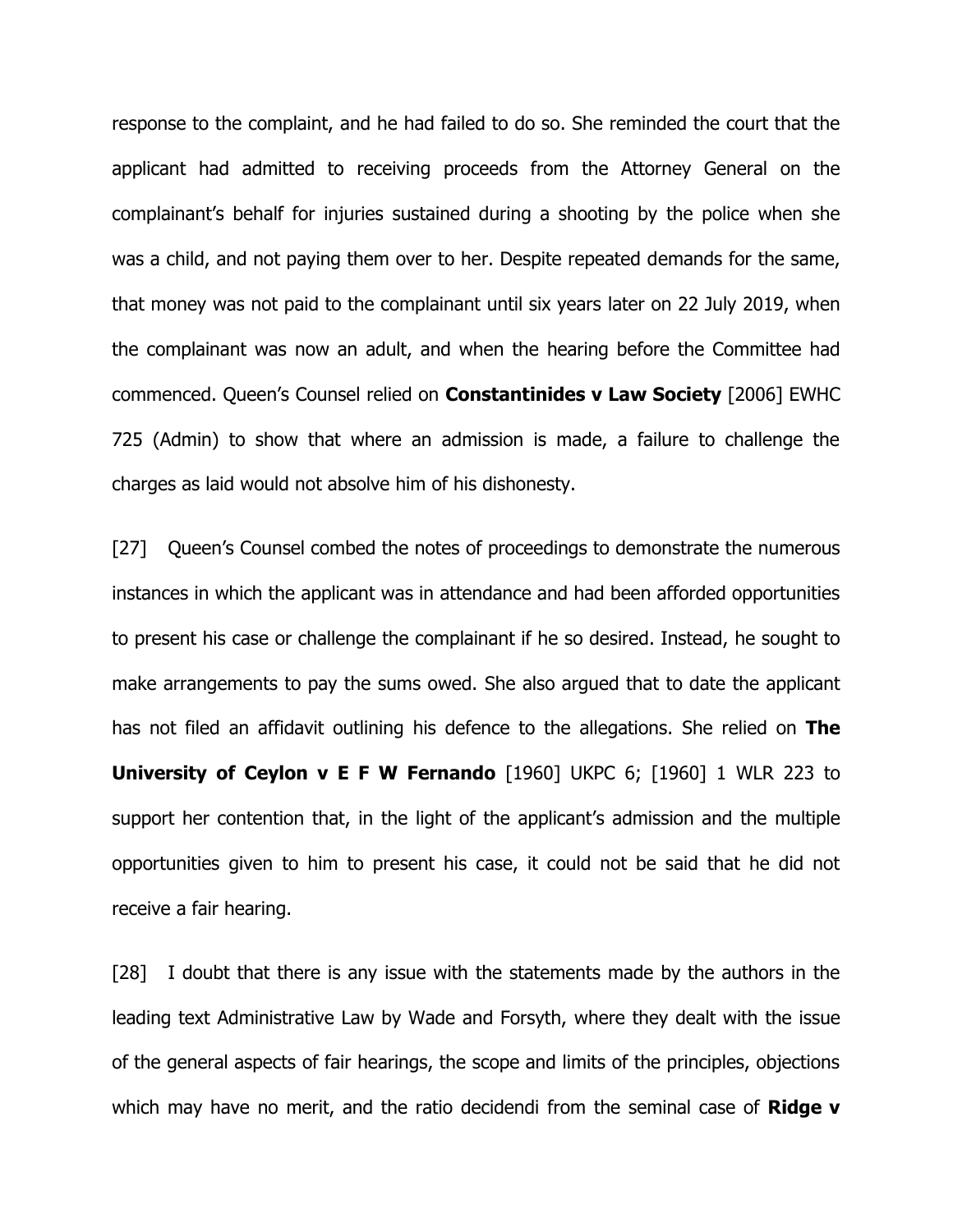response to the complaint, and he had failed to do so. She reminded the court that the applicant had admitted to receiving proceeds from the Attorney General on the complainant's behalf for injuries sustained during a shooting by the police when she was a child, and not paying them over to her. Despite repeated demands for the same, that money was not paid to the complainant until six years later on 22 July 2019, when the complainant was now an adult, and when the hearing before the Committee had commenced. Queen's Counsel relied on **Constantinides v Law Society** [2006] EWHC 725 (Admin) to show that where an admission is made, a failure to challenge the charges as laid would not absolve him of his dishonesty.

[27] Queen's Counsel combed the notes of proceedings to demonstrate the numerous instances in which the applicant was in attendance and had been afforded opportunities to present his case or challenge the complainant if he so desired. Instead, he sought to make arrangements to pay the sums owed. She also argued that to date the applicant has not filed an affidavit outlining his defence to the allegations. She relied on **The University of Ceylon v E F W Fernando** [1960] UKPC 6; [1960] 1 WLR 223 to support her contention that, in the light of the applicant's admission and the multiple opportunities given to him to present his case, it could not be said that he did not receive a fair hearing.

[28] I doubt that there is any issue with the statements made by the authors in the leading text Administrative Law by Wade and Forsyth, where they dealt with the issue of the general aspects of fair hearings, the scope and limits of the principles, objections which may have no merit, and the ratio decidendi from the seminal case of **Ridge v**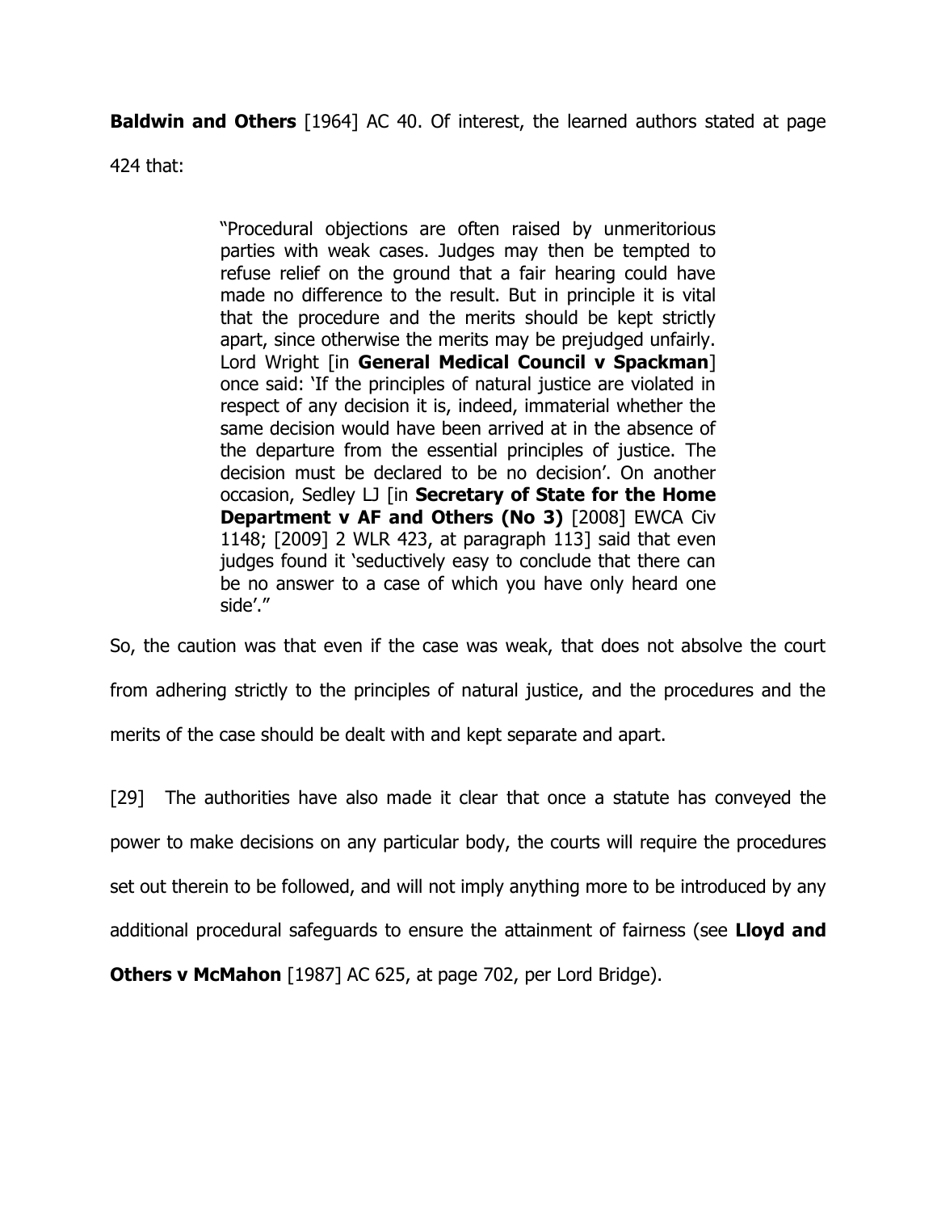**Baldwin and Others** [1964] AC 40. Of interest, the learned authors stated at page 424 that:

> "Procedural objections are often raised by unmeritorious parties with weak cases. Judges may then be tempted to refuse relief on the ground that a fair hearing could have made no difference to the result. But in principle it is vital that the procedure and the merits should be kept strictly apart, since otherwise the merits may be prejudged unfairly. Lord Wright [in **General Medical Council v Spackman**] once said: 'If the principles of natural justice are violated in respect of any decision it is, indeed, immaterial whether the same decision would have been arrived at in the absence of the departure from the essential principles of justice. The decision must be declared to be no decision'. On another occasion, Sedley LJ [in **Secretary of State for the Home Department v AF and Others (No 3)** [2008] EWCA Civ 1148; [2009] 2 WLR 423, at paragraph 113] said that even judges found it 'seductively easy to conclude that there can be no answer to a case of which you have only heard one side'."

So, the caution was that even if the case was weak, that does not absolve the court from adhering strictly to the principles of natural justice, and the procedures and the merits of the case should be dealt with and kept separate and apart.

[29] The authorities have also made it clear that once a statute has conveyed the power to make decisions on any particular body, the courts will require the procedures set out therein to be followed, and will not imply anything more to be introduced by any additional procedural safeguards to ensure the attainment of fairness (see **Lloyd and Others v McMahon** [1987] AC 625, at page 702, per Lord Bridge).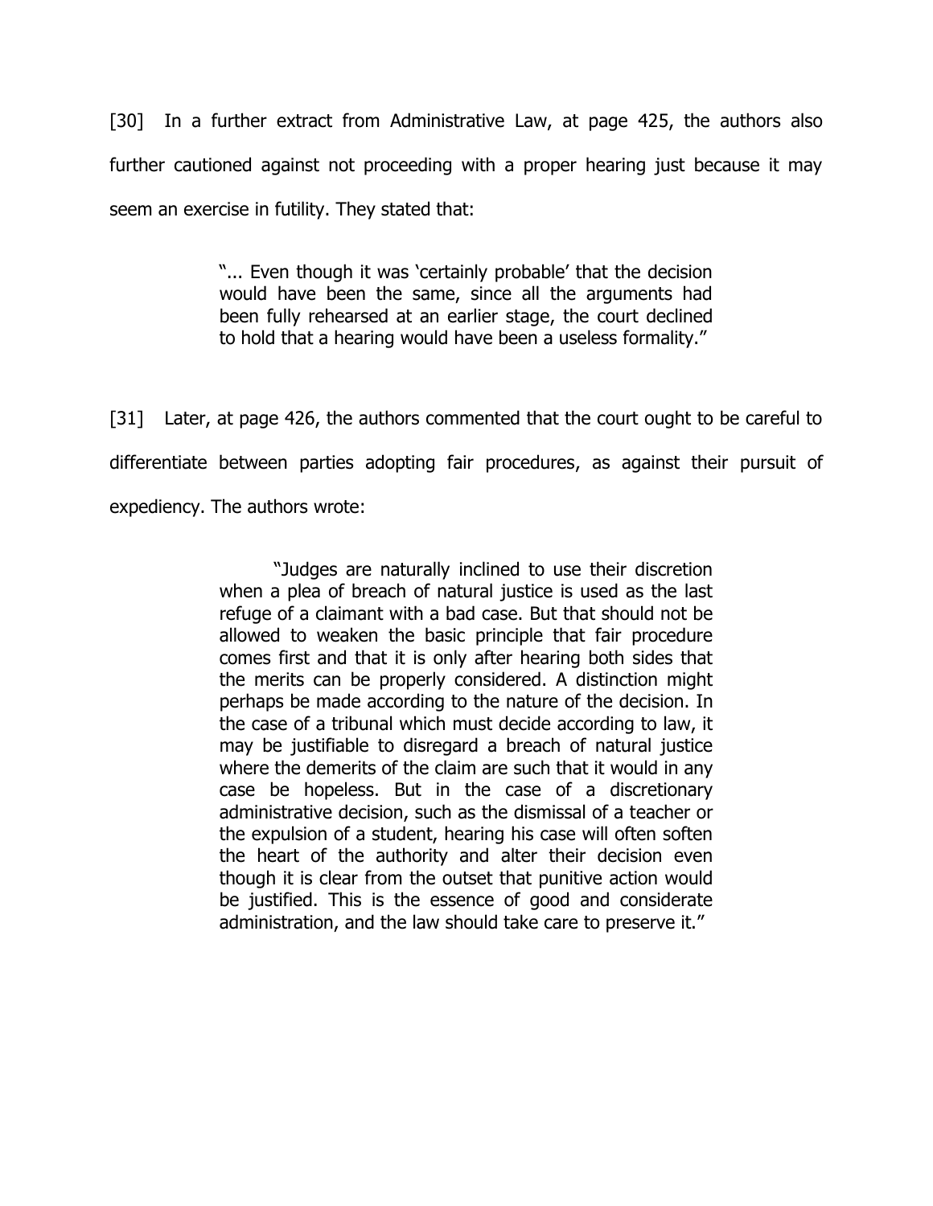[30] In a further extract from Administrative Law, at page 425, the authors also further cautioned against not proceeding with a proper hearing just because it may seem an exercise in futility. They stated that:

> "... Even though it was 'certainly probable' that the decision would have been the same, since all the arguments had been fully rehearsed at an earlier stage, the court declined to hold that a hearing would have been a useless formality."

[31] Later, at page 426, the authors commented that the court ought to be careful to differentiate between parties adopting fair procedures, as against their pursuit of expediency. The authors wrote:

> "Judges are naturally inclined to use their discretion when a plea of breach of natural justice is used as the last refuge of a claimant with a bad case. But that should not be allowed to weaken the basic principle that fair procedure comes first and that it is only after hearing both sides that the merits can be properly considered. A distinction might perhaps be made according to the nature of the decision. In the case of a tribunal which must decide according to law, it may be justifiable to disregard a breach of natural justice where the demerits of the claim are such that it would in any case be hopeless. But in the case of a discretionary administrative decision, such as the dismissal of a teacher or the expulsion of a student, hearing his case will often soften the heart of the authority and alter their decision even though it is clear from the outset that punitive action would be justified. This is the essence of good and considerate administration, and the law should take care to preserve it."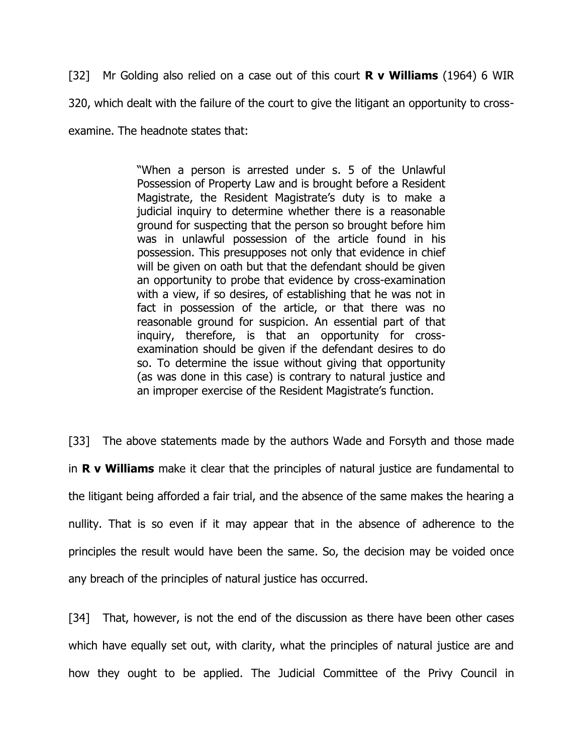[32] Mr Golding also relied on a case out of this court **R v Williams** (1964) 6 WIR 320, which dealt with the failure of the court to give the litigant an opportunity to cross-examine. The headnote states that:

> "When a person is arrested under s. 5 of the Unlawful Possession of Property Law and is brought before a Resident Magistrate, the Resident Magistrate's duty is to make a judicial inquiry to determine whether there is a reasonable ground for suspecting that the person so brought before him was in unlawful possession of the article found in his possession. This presupposes not only that evidence in chief will be given on oath but that the defendant should be given an opportunity to probe that evidence by cross-examination with a view, if so desires, of establishing that he was not in fact in possession of the article, or that there was no reasonable ground for suspicion. An essential part of that inquiry, therefore, is that an opportunity for cross-examination should be given if the defendant desires to do so. To determine the issue without giving that opportunity (as was done in this case) is contrary to natural justice and an improper exercise of the Resident Magistrate's function.

[33] The above statements made by the authors Wade and Forsyth and those made in **R v Williams** make it clear that the principles of natural justice are fundamental to the litigant being afforded a fair trial, and the absence of the same makes the hearing a nullity. That is so even if it may appear that in the absence of adherence to the principles the result would have been the same. So, the decision may be voided once any breach of the principles of natural justice has occurred.

[34] That, however, is not the end of the discussion as there have been other cases which have equally set out, with clarity, what the principles of natural justice are and how they ought to be applied. The Judicial Committee of the Privy Council in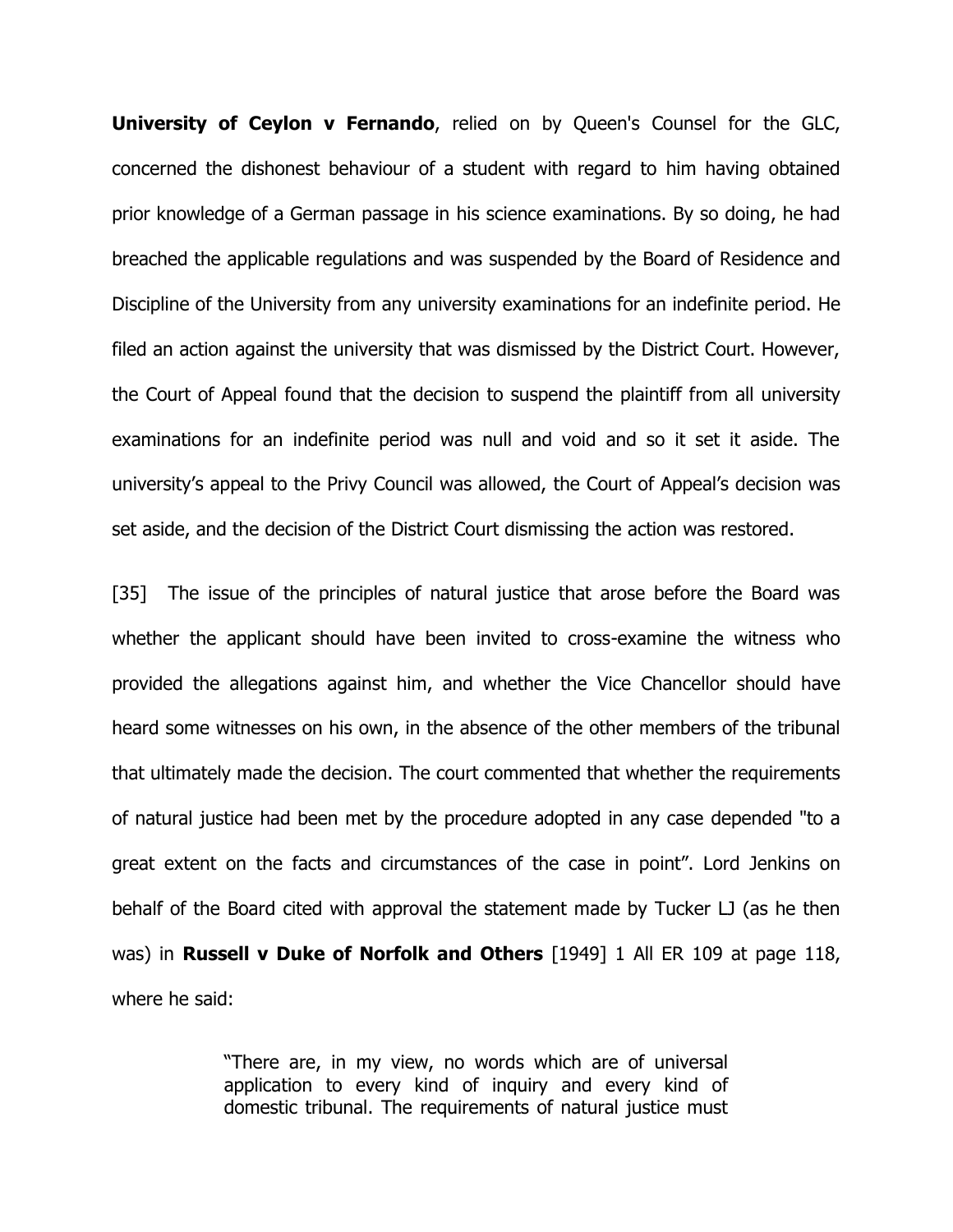**University of Ceylon v Fernando**, relied on by Queen's Counsel for the GLC, concerned the dishonest behaviour of a student with regard to him having obtained prior knowledge of a German passage in his science examinations. By so doing, he had breached the applicable regulations and was suspended by the Board of Residence and Discipline of the University from any university examinations for an indefinite period. He filed an action against the university that was dismissed by the District Court. However, the Court of Appeal found that the decision to suspend the plaintiff from all university examinations for an indefinite period was null and void and so it set it aside. The university's appeal to the Privy Council was allowed, the Court of Appeal's decision was set aside, and the decision of the District Court dismissing the action was restored.

[35] The issue of the principles of natural justice that arose before the Board was whether the applicant should have been invited to cross-examine the witness who provided the allegations against him, and whether the Vice Chancellor should have heard some witnesses on his own, in the absence of the other members of the tribunal that ultimately made the decision. The court commented that whether the requirements of natural justice had been met by the procedure adopted in any case depended "to a great extent on the facts and circumstances of the case in point". Lord Jenkins on behalf of the Board cited with approval the statement made by Tucker LJ (as he then was) in **Russell v Duke of Norfolk and Others** [1949] 1 All ER 109 at page 118, where he said:

> "There are, in my view, no words which are of universal application to every kind of inquiry and every kind of domestic tribunal. The requirements of natural justice must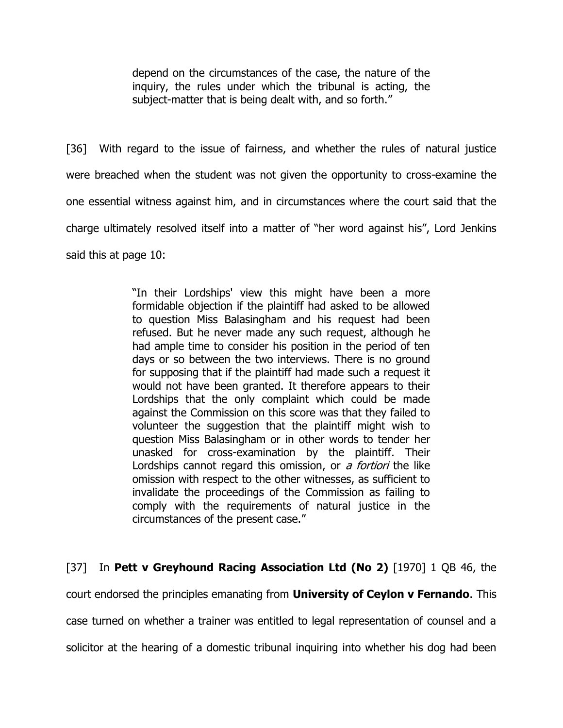> depend on the circumstances of the case, the nature of the inquiry, the rules under which the tribunal is acting, the subject-matter that is being dealt with, and so forth."

[36] With regard to the issue of fairness, and whether the rules of natural justice were breached when the student was not given the opportunity to cross-examine the one essential witness against him, and in circumstances where the court said that the charge ultimately resolved itself into a matter of "her word against his", Lord Jenkins said this at page 10:

> "In their Lordships' view this might have been a more formidable objection if the plaintiff had asked to be allowed to question Miss Balasingham and his request had been refused. But he never made any such request, although he had ample time to consider his position in the period of ten days or so between the two interviews. There is no ground for supposing that if the plaintiff had made such a request it would not have been granted. It therefore appears to their Lordships that the only complaint which could be made against the Commission on this score was that they failed to volunteer the suggestion that the plaintiff might wish to question Miss Balasingham or in other words to tender her unasked for cross-examination by the plaintiff. Their Lordships cannot regard this omission, or *a fortiori* the like omission with respect to the other witnesses, as sufficient to invalidate the proceedings of the Commission as failing to comply with the requirements of natural justice in the circumstances of the present case."

[37] In **Pett v Greyhound Racing Association Ltd (No 2)** [1970] 1 QB 46, the court endorsed the principles emanating from **University of Ceylon v Fernando**. This case turned on whether a trainer was entitled to legal representation of counsel and a solicitor at the hearing of a domestic tribunal inquiring into whether his dog had been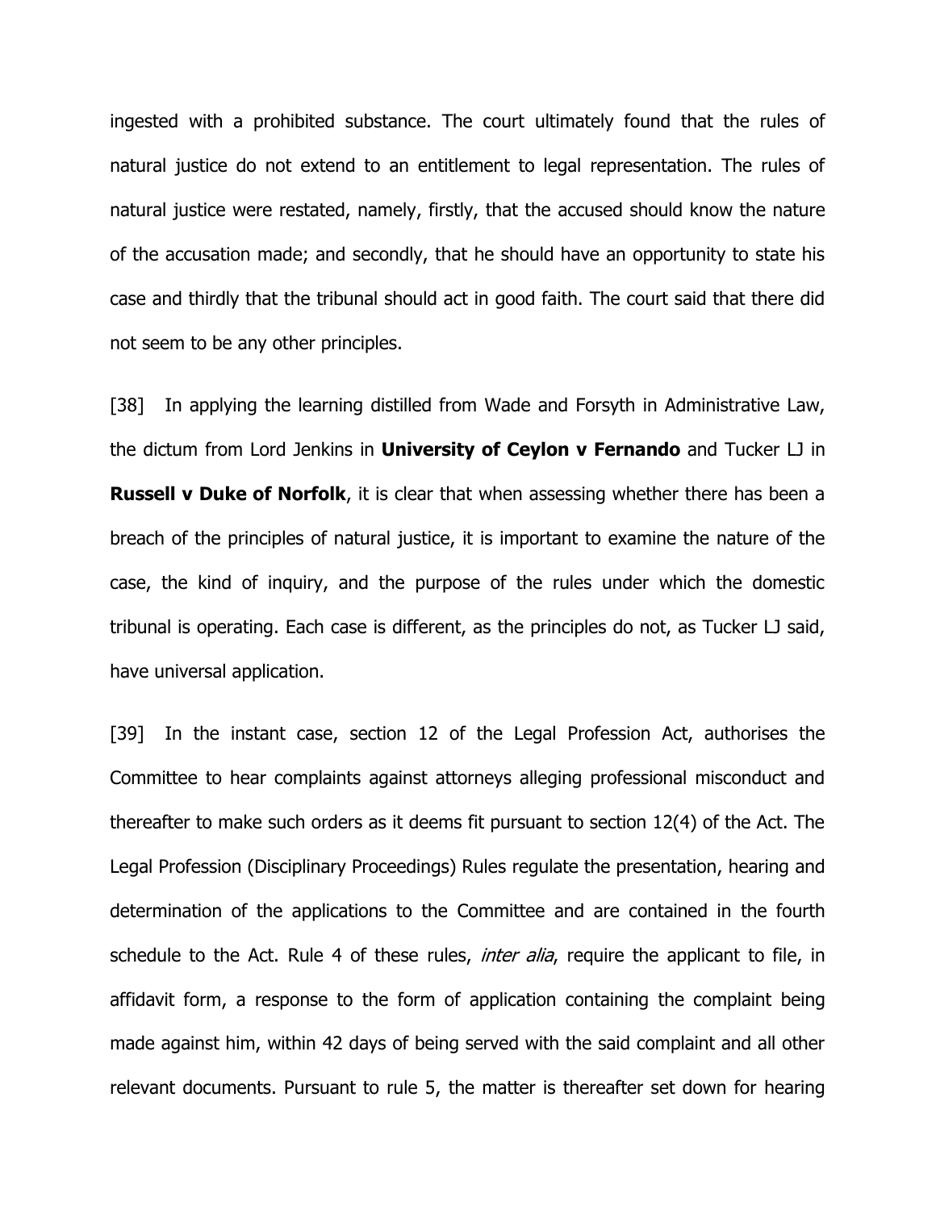ingested with a prohibited substance. The court ultimately found that the rules of natural justice do not extend to an entitlement to legal representation. The rules of natural justice were restated, namely, firstly, that the accused should know the nature of the accusation made; and secondly, that he should have an opportunity to state his case and thirdly that the tribunal should act in good faith. The court said that there did not seem to be any other principles.

[38] In applying the learning distilled from Wade and Forsyth in Administrative Law, the dictum from Lord Jenkins in **University of Ceylon v Fernando** and Tucker LJ in **Russell v Duke of Norfolk**, it is clear that when assessing whether there has been a breach of the principles of natural justice, it is important to examine the nature of the case, the kind of inquiry, and the purpose of the rules under which the domestic tribunal is operating. Each case is different, as the principles do not, as Tucker LJ said, have universal application.

[39] In the instant case, section 12 of the Legal Profession Act, authorises the Committee to hear complaints against attorneys alleging professional misconduct and thereafter to make such orders as it deems fit pursuant to section 12(4) of the Act. The Legal Profession (Disciplinary Proceedings) Rules regulate the presentation, hearing and determination of the applications to the Committee and are contained in the fourth schedule to the Act. Rule 4 of these rules, *inter alia*, require the applicant to file, in affidavit form, a response to the form of application containing the complaint being made against him, within 42 days of being served with the said complaint and all other relevant documents. Pursuant to rule 5, the matter is thereafter set down for hearing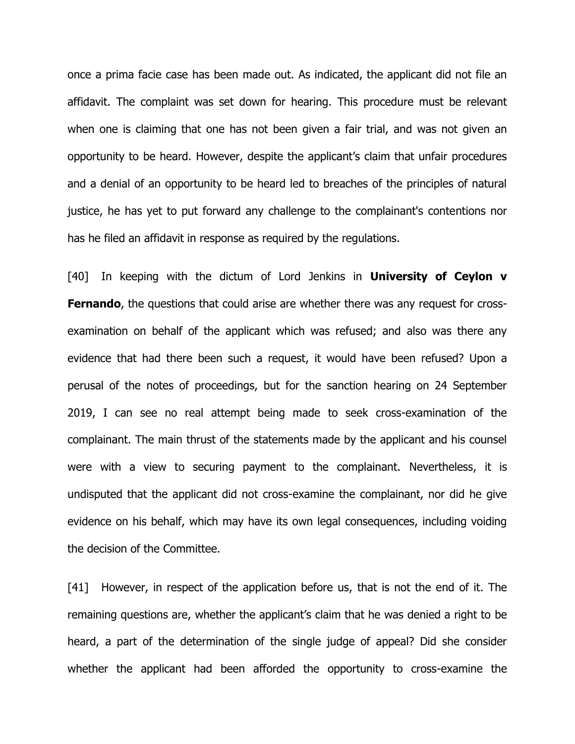once a prima facie case has been made out. As indicated, the applicant did not file an affidavit. The complaint was set down for hearing. This procedure must be relevant when one is claiming that one has not been given a fair trial, and was not given an opportunity to be heard. However, despite the applicant's claim that unfair procedures and a denial of an opportunity to be heard led to breaches of the principles of natural justice, he has yet to put forward any challenge to the complainant's contentions nor has he filed an affidavit in response as required by the regulations.

[40] In keeping with the dictum of Lord Jenkins in **University of Ceylon v Fernando**, the questions that could arise are whether there was any request for cross-examination on behalf of the applicant which was refused; and also was there any evidence that had there been such a request, it would have been refused? Upon a perusal of the notes of proceedings, but for the sanction hearing on 24 September 2019, I can see no real attempt being made to seek cross-examination of the complainant. The main thrust of the statements made by the applicant and his counsel were with a view to securing payment to the complainant. Nevertheless, it is undisputed that the applicant did not cross-examine the complainant, nor did he give evidence on his behalf, which may have its own legal consequences, including voiding the decision of the Committee.

[41] However, in respect of the application before us, that is not the end of it. The remaining questions are, whether the applicant's claim that he was denied a right to be heard, a part of the determination of the single judge of appeal? Did she consider whether the applicant had been afforded the opportunity to cross-examine the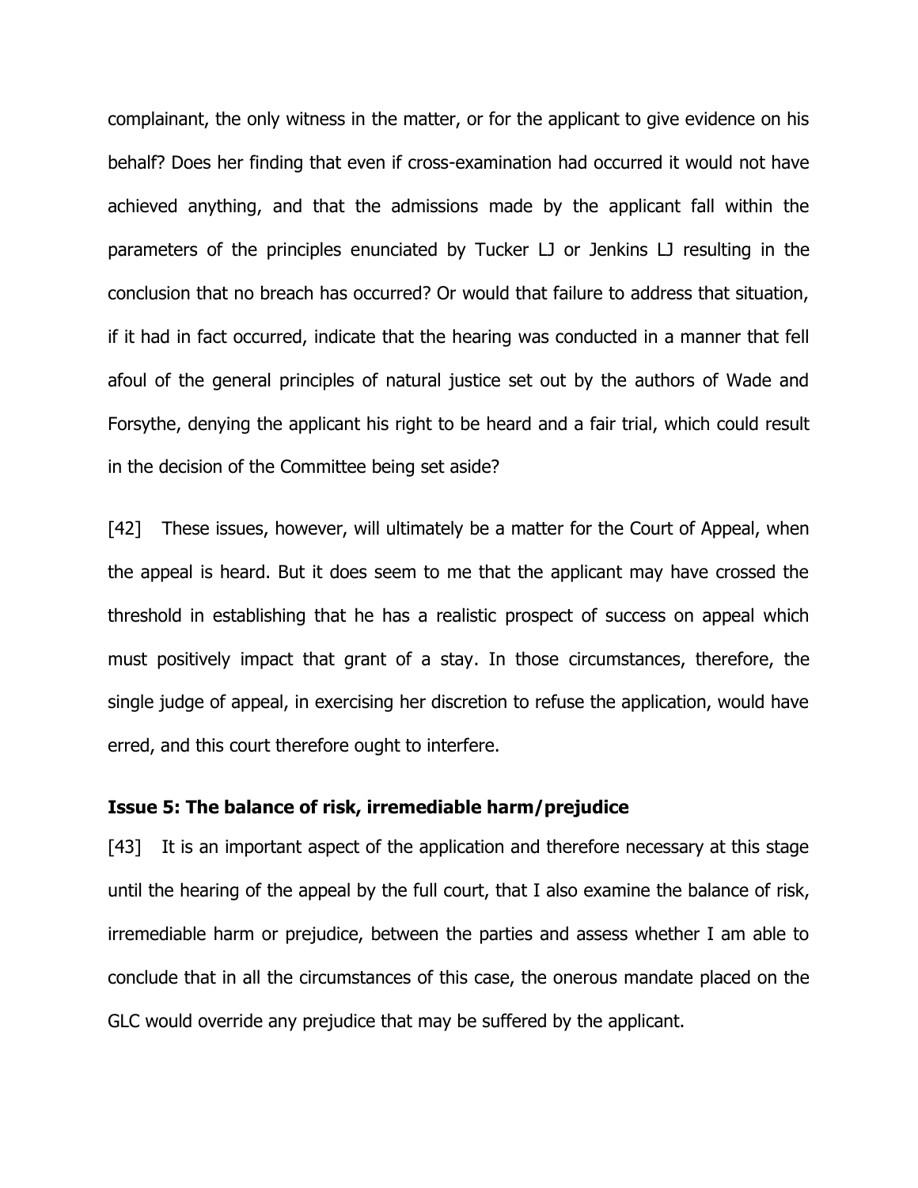complainant, the only witness in the matter, or for the applicant to give evidence on his behalf? Does her finding that even if cross-examination had occurred it would not have achieved anything, and that the admissions made by the applicant fall within the parameters of the principles enunciated by Tucker LJ or Jenkins LJ resulting in the conclusion that no breach has occurred? Or would that failure to address that situation, if it had in fact occurred, indicate that the hearing was conducted in a manner that fell afoul of the general principles of natural justice set out by the authors of Wade and Forsythe, denying the applicant his right to be heard and a fair trial, which could result in the decision of the Committee being set aside?

[42] These issues, however, will ultimately be a matter for the Court of Appeal, when the appeal is heard. But it does seem to me that the applicant may have crossed the threshold in establishing that he has a realistic prospect of success on appeal which must positively impact that grant of a stay. In those circumstances, therefore, the single judge of appeal, in exercising her discretion to refuse the application, would have erred, and this court therefore ought to interfere.

**Issue 5: The balance of risk, irremediable harm/prejudice**

[43] It is an important aspect of the application and therefore necessary at this stage until the hearing of the appeal by the full court, that I also examine the balance of risk, irremediable harm or prejudice, between the parties and assess whether I am able to conclude that in all the circumstances of this case, the onerous mandate placed on the GLC would override any prejudice that may be suffered by the applicant.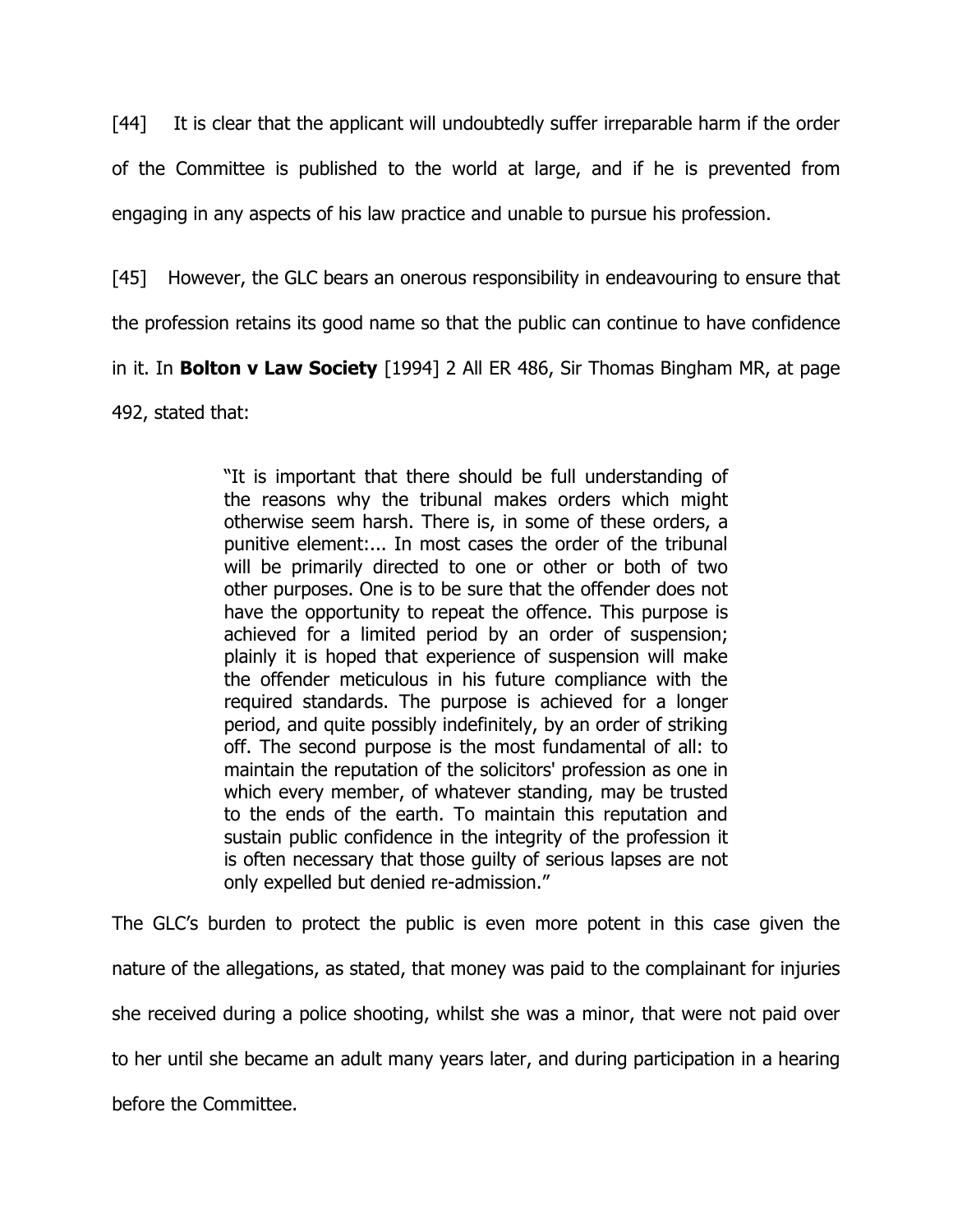[44] It is clear that the applicant will undoubtedly suffer irreparable harm if the order of the Committee is published to the world at large, and if he is prevented from engaging in any aspects of his law practice and unable to pursue his profession.

[45] However, the GLC bears an onerous responsibility in endeavouring to ensure that the profession retains its good name so that the public can continue to have confidence in it. In **Bolton v Law Society** [1994] 2 All ER 486, Sir Thomas Bingham MR, at page 492, stated that:

> "It is important that there should be full understanding of the reasons why the tribunal makes orders which might otherwise seem harsh. There is, in some of these orders, a punitive element:... In most cases the order of the tribunal will be primarily directed to one or other or both of two other purposes. One is to be sure that the offender does not have the opportunity to repeat the offence. This purpose is achieved for a limited period by an order of suspension; plainly it is hoped that experience of suspension will make the offender meticulous in his future compliance with the required standards. The purpose is achieved for a longer period, and quite possibly indefinitely, by an order of striking off. The second purpose is the most fundamental of all: to maintain the reputation of the solicitors' profession as one in which every member, of whatever standing, may be trusted to the ends of the earth. To maintain this reputation and sustain public confidence in the integrity of the profession it is often necessary that those guilty of serious lapses are not only expelled but denied re-admission."

The GLC's burden to protect the public is even more potent in this case given the nature of the allegations, as stated, that money was paid to the complainant for injuries she received during a police shooting, whilst she was a minor, that were not paid over to her until she became an adult many years later, and during participation in a hearing before the Committee.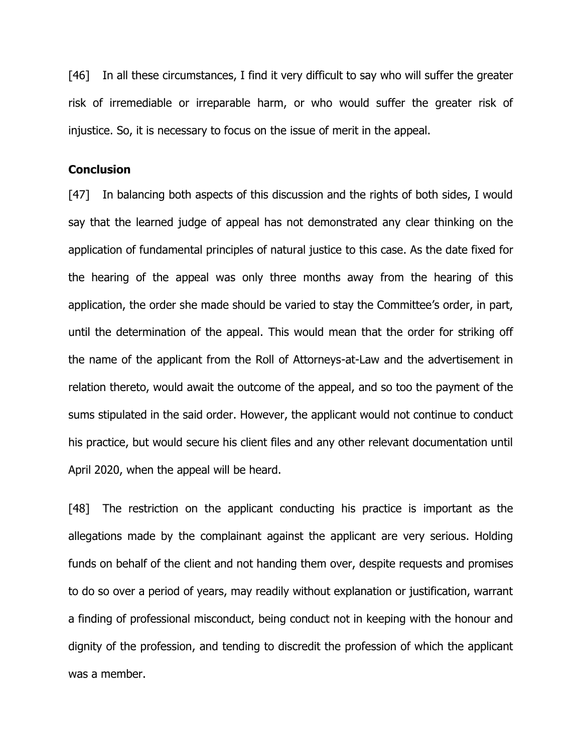[46] In all these circumstances, I find it very difficult to say who will suffer the greater risk of irremediable or irreparable harm, or who would suffer the greater risk of injustice. So, it is necessary to focus on the issue of merit in the appeal.

## Conclusion

[47] In balancing both aspects of this discussion and the rights of both sides, I would say that the learned judge of appeal has not demonstrated any clear thinking on the application of fundamental principles of natural justice to this case. As the date fixed for the hearing of the appeal was only three months away from the hearing of this application, the order she made should be varied to stay the Committee's order, in part, until the determination of the appeal. This would mean that the order for striking off the name of the applicant from the Roll of Attorneys-at-Law and the advertisement in relation thereto, would await the outcome of the appeal, and so too the payment of the sums stipulated in the said order. However, the applicant would not continue to conduct his practice, but would secure his client files and any other relevant documentation until April 2020, when the appeal will be heard.

[48] The restriction on the applicant conducting his practice is important as the allegations made by the complainant against the applicant are very serious. Holding funds on behalf of the client and not handing them over, despite requests and promises to do so over a period of years, may readily without explanation or justification, warrant a finding of professional misconduct, being conduct not in keeping with the honour and dignity of the profession, and tending to discredit the profession of which the applicant was a member.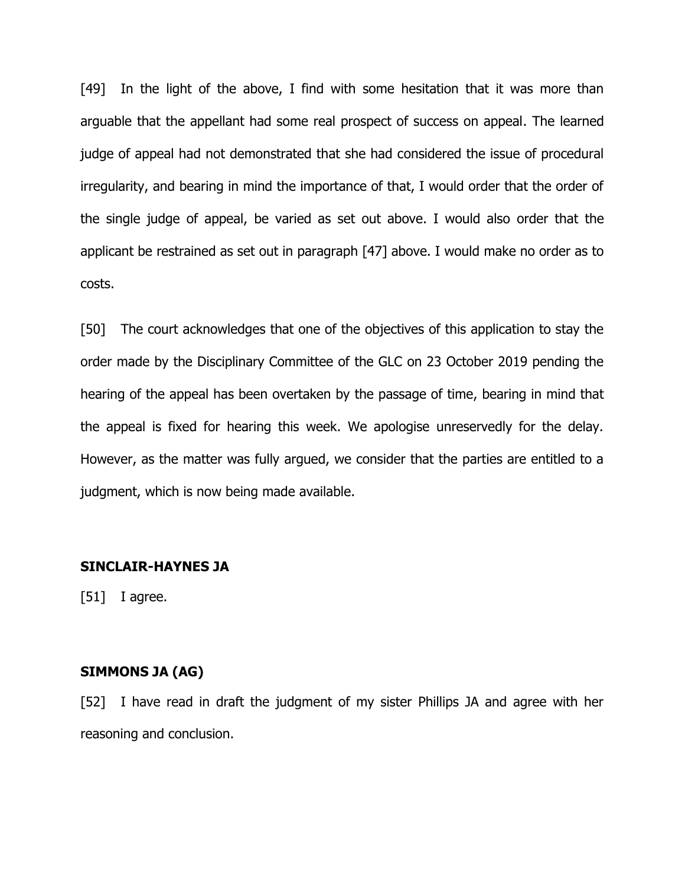[49] In the light of the above, I find with some hesitation that it was more than arguable that the appellant had some real prospect of success on appeal. The learned judge of appeal had not demonstrated that she had considered the issue of procedural irregularity, and bearing in mind the importance of that, I would order that the order of the single judge of appeal, be varied as set out above. I would also order that the applicant be restrained as set out in paragraph [47] above. I would make no order as to costs.

[50] The court acknowledges that one of the objectives of this application to stay the order made by the Disciplinary Committee of the GLC on 23 October 2019 pending the hearing of the appeal has been overtaken by the passage of time, bearing in mind that the appeal is fixed for hearing this week. We apologise unreservedly for the delay. However, as the matter was fully argued, we consider that the parties are entitled to a judgment, which is now being made available.

**SINCLAIR-HAYNES JA**

[51] I agree.

**SIMMONS JA (AG)**

[52] I have read in draft the judgment of my sister Phillips JA and agree with her reasoning and conclusion.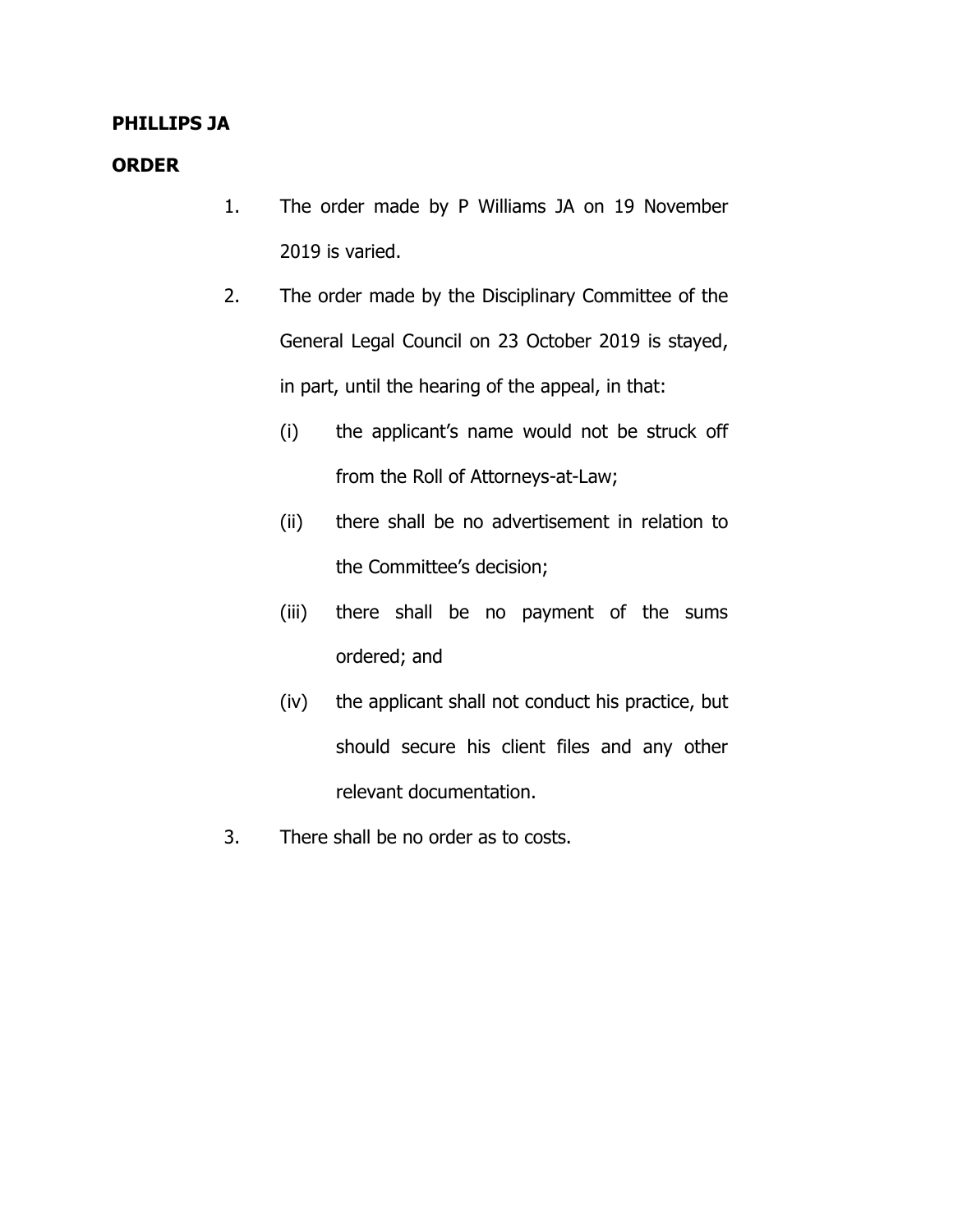**PHILLIPS JA**

**ORDER**

1. The order made by P Williams JA on 19 November 2019 is varied.

2. The order made by the Disciplinary Committee of the General Legal Council on 23 October 2019 is stayed, in part, until the hearing of the appeal, in that:

   (i) the applicant's name would not be struck off from the Roll of Attorneys-at-Law;

   (ii) there shall be no advertisement in relation to the Committee's decision;

   (iii) there shall be no payment of the sums ordered; and

   (iv) the applicant shall not conduct his practice, but should secure his client files and any other relevant documentation.

3. There shall be no order as to costs.